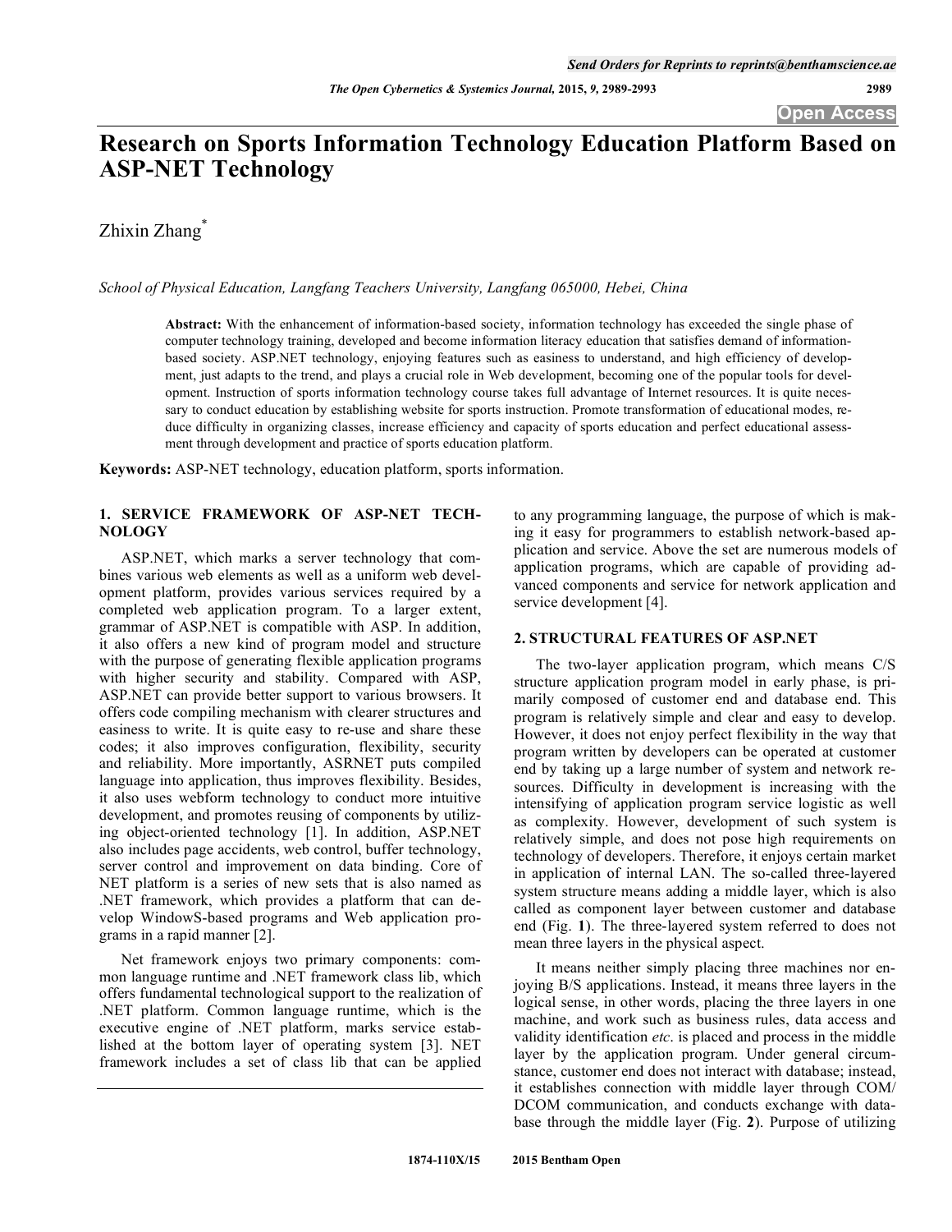# Research on Sports Information Technology Education Platform Based on ASP-NET Technology

Zhixin Zhang*

*School of Physical Education, Langfang Teachers University, Langfang 065000, Hebei, China*

**Abstract:** With the enhancement of information-based society, information technology has exceeded the single phase of computer technology training, developed and become information literacy education that satisfies demand of information-based society. ASP.NET technology, enjoying features such as easiness to understand, and high efficiency of development, just adapts to the trend, and plays a crucial role in Web development, becoming one of the popular tools for development. Instruction of sports information technology course takes full advantage of Internet resources. It is quite necessary to conduct education by establishing website for sports instruction. Promote transformation of educational modes, reduce difficulty in organizing classes, increase efficiency and capacity of sports education and perfect educational assessment through development and practice of sports education platform.

**Keywords:** ASP-NET technology, education platform, sports information.

## 1. SERVICE FRAMEWORK OF ASP-NET TECHNOLOGY

ASP.NET, which marks a server technology that combines various web elements as well as a uniform web development platform, provides various services required by a completed web application program. To a larger extent, grammar of ASP.NET is compatible with ASP. In addition, it also offers a new kind of program model and structure with the purpose of generating flexible application programs with higher security and stability. Compared with ASP, ASP.NET can provide better support to various browsers. It offers code compiling mechanism with clearer structures and easiness to write. It is quite easy to re-use and share these codes; it also improves configuration, flexibility, security and reliability. More importantly, ASRNET puts compiled language into application, thus improves flexibility. Besides, it also uses webform technology to conduct more intuitive development, and promotes reusing of components by utilizing object-oriented technology [1]. In addition, ASP.NET also includes page accidents, web control, buffer technology, server control and improvement on data binding. Core of NET platform is a series of new sets that is also named as .NET framework, which provides a platform that can develop WindowS-based programs and Web application programs in a rapid manner [2].

Net framework enjoys two primary components: common language runtime and .NET framework class lib, which offers fundamental technological support to the realization of .NET platform. Common language runtime, which is the executive engine of .NET platform, marks service established at the bottom layer of operating system [3]. NET framework includes a set of class lib that can be applied to any programming language, the purpose of which is making it easy for programmers to establish network-based application and service. Above the set are numerous models of application programs, which are capable of providing advanced components and service for network application and service development [4].

## 2. STRUCTURAL FEATURES OF ASP.NET

The two-layer application program, which means C/S structure application program model in early phase, is primarily composed of customer end and database end. This program is relatively simple and clear and easy to develop. However, it does not enjoy perfect flexibility in the way that program written by developers can be operated at customer end by taking up a large number of system and network resources. Difficulty in development is increasing with the intensifying of application program service logistic as well as complexity. However, development of such system is relatively simple, and does not pose high requirements on technology of developers. Therefore, it enjoys certain market in application of internal LAN. The so-called three-layered system structure means adding a middle layer, which is also called as component layer between customer and database end (Fig. **1**). The three-layered system referred to does not mean three layers in the physical aspect.

It means neither simply placing three machines nor enjoying B/S applications. Instead, it means three layers in the logical sense, in other words, placing the three layers in one machine, and work such as business rules, data access and validity identification *etc*. is placed and process in the middle layer by the application program. Under general circumstance, customer end does not interact with database; instead, it establishes connection with middle layer through COM/DCOM communication, and conducts exchange with database through the middle layer (Fig. **2**). Purpose of utilizing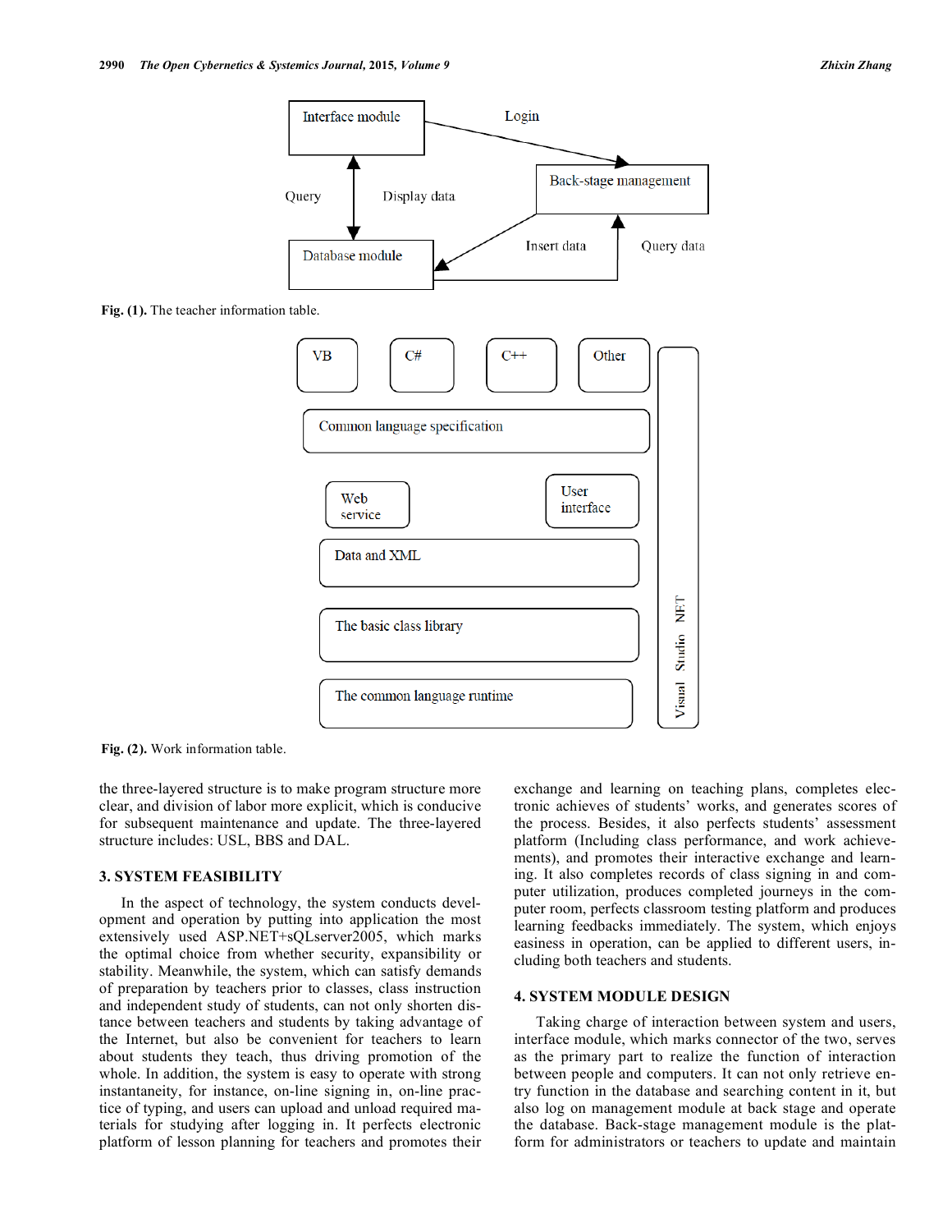Interface module

Login

Back-stage management

Query

Display data

Database module

Insert data

Query data

**Fig. (1).** The teacher information table.

VB

C#

C++

Other

Common language specification

Web service

User interface

Data and XML

The basic class library

The common language runtime

Visual Studio NET

**Fig. (2).** Work information table.

the three-layered structure is to make program structure more clear, and division of labor more explicit, which is conducive for subsequent maintenance and update. The three-layered structure includes: USL, BBS and DAL.

## 3. SYSTEM FEASIBILITY

In the aspect of technology, the system conducts development and operation by putting into application the most extensively used ASP.NET+sQLserver2005, which marks the optimal choice from whether security, expansibility or stability. Meanwhile, the system, which can satisfy demands of preparation by teachers prior to classes, class instruction and independent study of students, can not only shorten distance between teachers and students by taking advantage of the Internet, but also be convenient for teachers to learn about students they teach, thus driving promotion of the whole. In addition, the system is easy to operate with strong instantaneity, for instance, on-line signing in, on-line practice of typing, and users can upload and unload required materials for studying after logging in. It perfects electronic platform of lesson planning for teachers and promotes their exchange and learning on teaching plans, completes electronic achieves of students' works, and generates scores of the process. Besides, it also perfects students' assessment platform (Including class performance, and work achievements), and promotes their interactive exchange and learning. It also completes records of class signing in and computer utilization, produces completed journeys in the computer room, perfects classroom testing platform and produces learning feedbacks immediately. The system, which enjoys easiness in operation, can be applied to different users, including both teachers and students.

## 4. SYSTEM MODULE DESIGN

Taking charge of interaction between system and users, interface module, which marks connector of the two, serves as the primary part to realize the function of interaction between people and computers. It can not only retrieve entry function in the database and searching content in it, but also log on management module at back stage and operate the database. Back-stage management module is the platform for administrators or teachers to update and maintain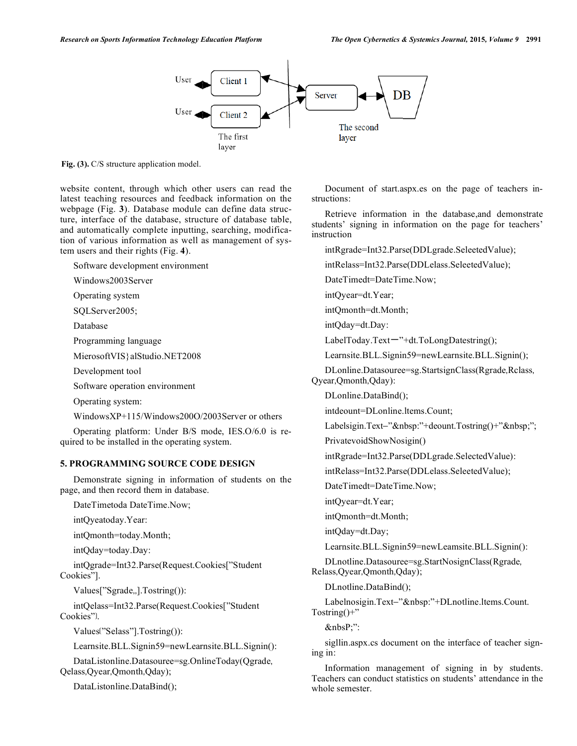User

Client 1

User

Client 2

Server

DB

The first layer

The second layer

**Fig. (3).** C/S structure application model.

website content, through which other users can read the latest teaching resources and feedback information on the webpage (Fig. **3**). Database module can define data structure, interface of the database, structure of database table, and automatically complete inputting, searching, modification of various information as well as management of system users and their rights (Fig. **4**).

Software development environment

Windows2003Server

Operating system

SQLServer2005;

Database

Programming language

MierosoftVIS}alStudio.NET2008

Development tool

Software operation environment

Operating system:

WindowsXP+115/Windows200O/2003Server or others

Operating platform: Under B/S mode, IES.O/6.0 is required to be installed in the operating system.

## 5. PROGRAMMING SOURCE CODE DESIGN

Demonstrate signing in information of students on the page, and then record them in database.

```
DateTimetoda DateTime.Now;
intQyeatoday.Year:
intQmonth=today.Month;
intQday=today.Day:
intQgrade=Int32.Parse(Request.Cookies[”Student Cookies”].
Values[”Sgrade,,].Tostring()):
intQelass=Int32.Parse(Request.Cookies[”Student Cookies”].
Values[”Selass”].Tostring()):
Learnsite.BLL.Signin59=newLearnsite.BLL.Signin():
DataListonline.Datasouree=sg.OnlineToday(Qgrade,Qelass,Qyear,Qmonth,Qday);
DataListonline.DataBind();
```

Document of start.aspx.es on the page of teachers instructions:

Retrieve information in the database,and demonstrate students' signing in information on the page for teachers' instruction

```
intRgrade=Int32.Parse(DDLgrade.SeleetedValue);
intRelass=Int32.Parse(DDLelass.SeleetedValue);
DateTimedt=DateTime.Now;
intQyear=dt.Year;
intQmonth=dt.Month;
intQday=dt.Day:
LabelToday.Text一”+dt.ToLongDatestring();
Learnsite.BLL.Signin59=newLearnsite.BLL.Signin();
DLonline.Datasouree=sg.StartsignClass(Rgrade,Rclass,Qyear,Qmonth,Qday):
DLonline.DataBind();
intdeount=DLonline.ltems.Count;
Labelsigin.Text–”&nbsp:”+deount.Tostring()+”&nbsp;”;
PrivatevoidShowNosigin()
intRgrade=Int32.Parse(DDLgrade.SelectedValue):
intRelass=Int32.Parse(DDLelass.SeleetedValue);
DateTimedt=DateTime.Now;
intQyear=dt.Year;
intQmonth=dt.Month;
intQday=dt.Day;
Learnsite.BLL.Signin59=newLeamsite.BLL.Signin():
DLnotline.Datasouree=sg.StartNosignClass(Rgrade,Relass,Qyear,Qmonth,Qday);
DLnotline.DataBind();
Labelnosigin.Text–”&nbsp:”+DLnotline.ltems.Count.Tostring()+”
&nbsP;”:
```

sigllin.aspx.cs document on the interface of teacher signing in:

Information management of signing in by students. Teachers can conduct statistics on students' attendance in the whole semester.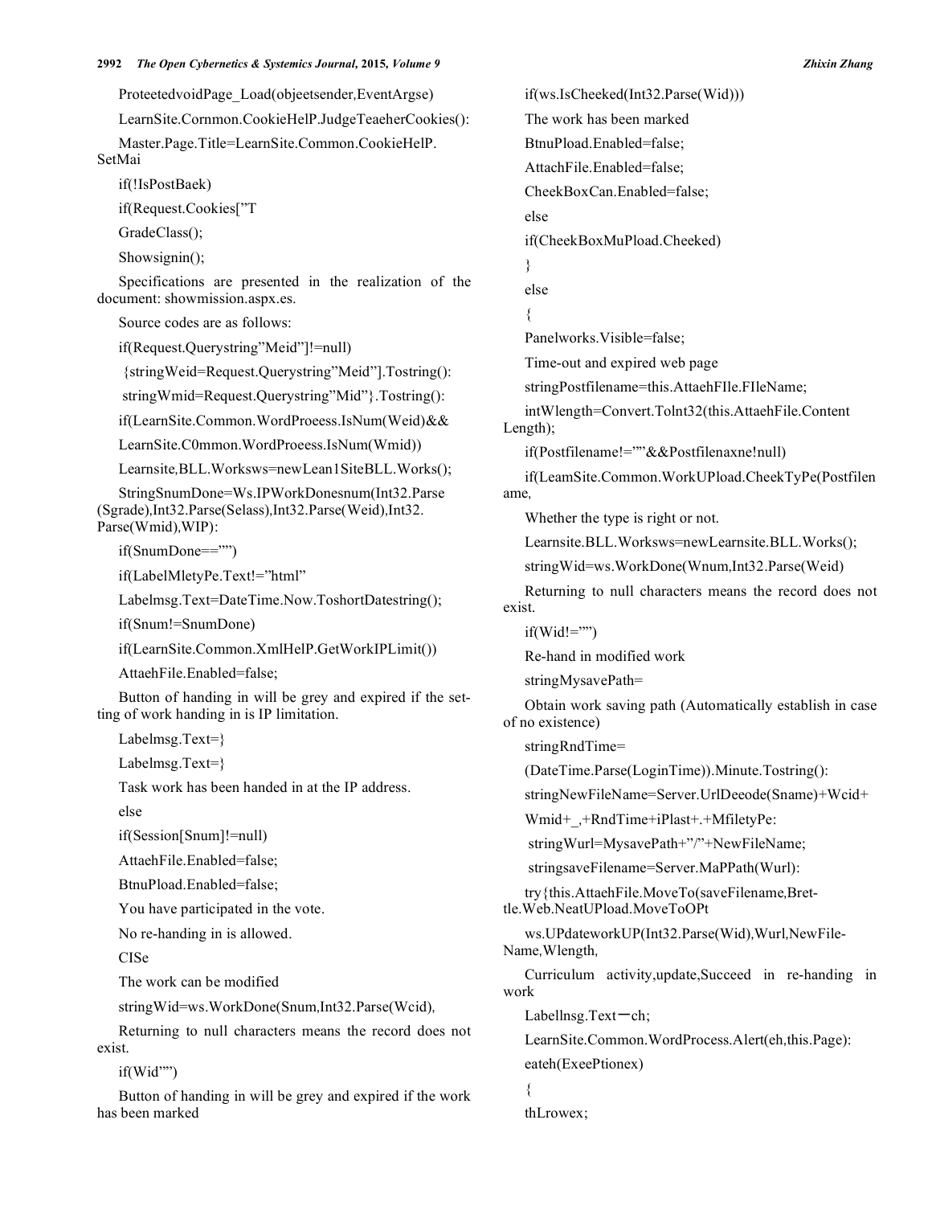ProteetedvoidPage_Load(objeetsender,EventArgse)

LearnSite.Cornmon.CookieHelP.JudgeTeaeherCookies():

Master.Page.Title=LearnSite.Common.CookieHelP. SetMai

if(!IsPostBaek)

if(Request.Cookies["T

GradeClass();

Showsignin();

Specifications are presented in the realization of the document: showmission.aspx.es.

Source codes are as follows:

if(Request.Querystring"Meid"]!=null)

{stringWeid=Request.Querystring"Meid"].Tostring():

stringWmid=Request.Querystring"Mid"}.Tostring():

if(LearnSite.Common.WordProeess.IsNum(Weid)&&

LearnSite.C0mmon.WordProeess.IsNum(Wmid))

Learnsite,BLL.Worksws=newLean1SiteBLL.Works();

StringSnumDone=Ws.IPWorkDonesnum(Int32.Parse (Sgrade),Int32.Parse(Selass),Int32.Parse(Weid),Int32. Parse(Wmid),WIP):

if(SnumDone=="")

if(LabelMletyPe.Text!="html"

Labelmsg.Text=DateTime.Now.ToshortDatestring();

if(Snum!=SnumDone)

if(LearnSite.Common.XmlHelP.GetWorkIPLimit())

AttaehFile.Enabled=false;

Button of handing in will be grey and expired if the setting of work handing in is IP limitation.

Labelmsg.Text=}

Labelmsg.Text=}

Task work has been handed in at the IP address.

else

if(Session[Snum]!=null)

AttaehFile.Enabled=false;

BtnuPload.Enabled=false;

You have participated in the vote.

No re-handing in is allowed.

CISe

The work can be modified

stringWid=ws.WorkDone(Snum,Int32.Parse(Wcid),

Returning to null characters means the record does not exist.

if(Wid"")

Button of handing in will be grey and expired if the work has been marked

if(ws.IsCheeked(Int32.Parse(Wid)))

The work has been marked

BtnuPload.Enabled=false;

AttachFile.Enabled=false;

CheekBoxCan.Enabled=false;

else

if(CheekBoxMuPload.Cheeked)

}

else

{

Panelworks.Visible=false;

Time-out and expired web page

stringPostfilename=this.AttaehFIle.FIleName;

intWlength=Convert.Tolnt32(this.AttaehFile.Content Length);

if(Postfilename!=""&&Postfilenaxne!null)

if(LeamSite.Common.WorkUPload.CheekTyPe(Postfilename,

Whether the type is right or not.

Learnsite.BLL.Worksws=newLearnsite.BLL.Works();

stringWid=ws.WorkDone(Wnum,Int32.Parse(Weid)

Returning to null characters means the record does not exist.

if(Wid!="")

Re-hand in modified work

stringMysavePath=

Obtain work saving path (Automatically establish in case of no existence)

stringRndTime=

(DateTime.Parse(LoginTime)).Minute.Tostring():

stringNewFileName=Server.UrlDeeode(Sname)+Wcid+

Wmid+_,+RndTime+iPlast+.+MfiletyPe:

stringWurl=MysavePath+"/"+NewFileName;

stringsaveFilename=Server.MaPPath(Wurl):

try{this.AttaehFile.MoveTo(saveFilename,Brettle.Web.NeatUPload.MoveToOPt

ws.UPdateworkUP(Int32.Parse(Wid),Wurl,NewFileName,Wlength,

Curriculum activity,update,Succeed in re-handing in work

Labellnsg.Text一ch;

LearnSite.Common.WordProcess.Alert(eh,this.Page):

eateh(ExeePtionex)

{

thLrowex;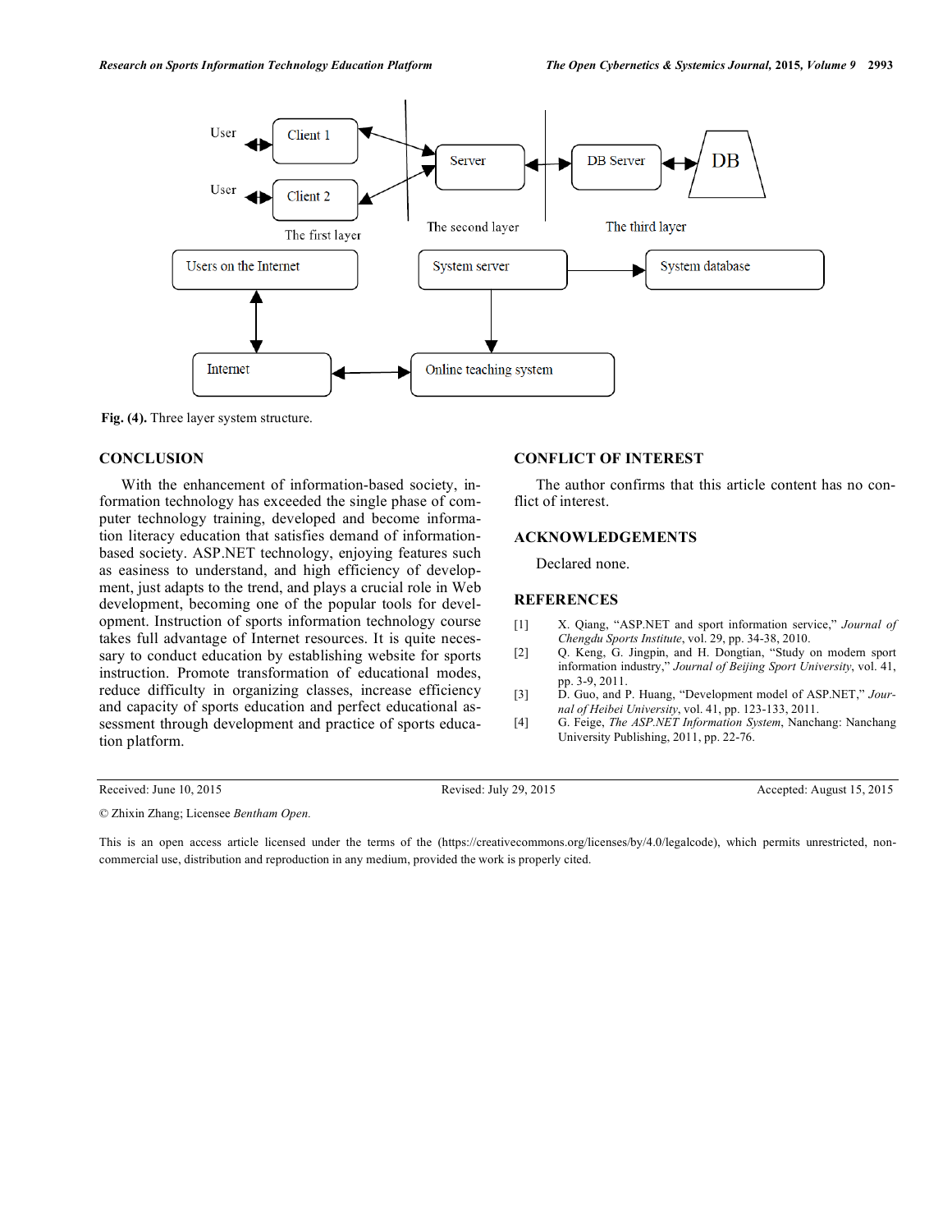User

Client 1

User

Client 2

The first layer

Server

The second layer

DB Server

DB

The third layer

Users on the Internet

System server

System database

Internet

Online teaching system

**Fig. (4).** Three layer system structure.

## CONCLUSION

With the enhancement of information-based society, information technology has exceeded the single phase of computer technology training, developed and become information literacy education that satisfies demand of information-based society. ASP.NET technology, enjoying features such as easiness to understand, and high efficiency of development, just adapts to the trend, and plays a crucial role in Web development, becoming one of the popular tools for development. Instruction of sports information technology course takes full advantage of Internet resources. It is quite necessary to conduct education by establishing website for sports instruction. Promote transformation of educational modes, reduce difficulty in organizing classes, increase efficiency and capacity of sports education and perfect educational assessment through development and practice of sports education platform.

## CONFLICT OF INTEREST

The author confirms that this article content has no conflict of interest.

## ACKNOWLEDGEMENTS

Declared none.

## REFERENCES

[1] X. Qiang, "ASP.NET and sport information service," *Journal of Chengdu Sports Institute*, vol. 29, pp. 34-38, 2010.

[2] Q. Keng, G. Jingpin, and H. Dongtian, "Study on modern sport information industry," *Journal of Beijing Sport University*, vol. 41, pp. 3-9, 2011.

[3] D. Guo, and P. Huang, "Development model of ASP.NET," *Journal of Heibei University*, vol. 41, pp. 123-133, 2011.

[4] G. Feige, *The ASP.NET Information System*, Nanchang: Nanchang University Publishing, 2011, pp. 22-76.

Received: June 10, 2015 Revised: July 29, 2015 Accepted: August 15, 2015

© Zhixin Zhang; Licensee *Bentham Open.*

This is an open access article licensed under the terms of the (https://creativecommons.org/licenses/by/4.0/legalcode), which permits unrestricted, non-commercial use, distribution and reproduction in any medium, provided the work is properly cited.